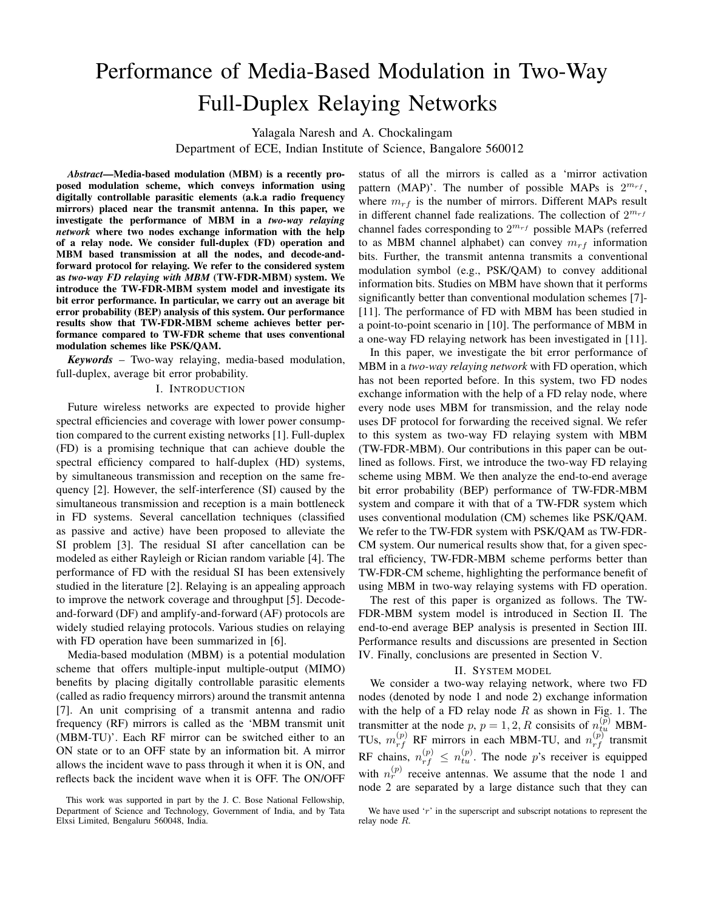# Performance of Media-Based Modulation in Two-Way Full-Duplex Relaying Networks

Yalagala Naresh and A. Chockalingam
Department of ECE, Indian Institute of Science, Bangalore 560012

***Abstract*—Media-based modulation (MBM) is a recently proposed modulation scheme, which conveys information using digitally controllable parasitic elements (a.k.a radio frequency mirrors) placed near the transmit antenna. In this paper, we investigate the performance of MBM in a *two-way relaying network* where two nodes exchange information with the help of a relay node. We consider full-duplex (FD) operation and MBM based transmission at all the nodes, and decode-and-forward protocol for relaying. We refer to the considered system as *two-way FD relaying with MBM* (TW-FDR-MBM) system. We introduce the TW-FDR-MBM system model and investigate its bit error performance. In particular, we carry out an average bit error probability (BEP) analysis of this system. Our performance results show that TW-FDR-MBM scheme achieves better performance compared to TW-FDR scheme that uses conventional modulation schemes like PSK/QAM.**

***Keywords*** – Two-way relaying, media-based modulation, full-duplex, average bit error probability.

## I. Introduction

Future wireless networks are expected to provide higher spectral efficiencies and coverage with lower power consumption compared to the current existing networks [1]. Full-duplex (FD) is a promising technique that can achieve double the spectral efficiency compared to half-duplex (HD) systems, by simultaneous transmission and reception on the same frequency [2]. However, the self-interference (SI) caused by the simultaneous transmission and reception is a main bottleneck in FD systems. Several cancellation techniques (classified as passive and active) have been proposed to alleviate the SI problem [3]. The residual SI after cancellation can be modeled as either Rayleigh or Rician random variable [4]. The performance of FD with the residual SI has been extensively studied in the literature [2]. Relaying is an appealing approach to improve the network coverage and throughput [5]. Decode-and-forward (DF) and amplify-and-forward (AF) protocols are widely studied relaying protocols. Various studies on relaying with FD operation have been summarized in [6].

Media-based modulation (MBM) is a potential modulation scheme that offers multiple-input multiple-output (MIMO) benefits by placing digitally controllable parasitic elements (called as radio frequency mirrors) around the transmit antenna [7]. An unit comprising of a transmit antenna and radio frequency (RF) mirrors is called as the 'MBM transmit unit (MBM-TU)'. Each RF mirror can be switched either to an ON state or to an OFF state by an information bit. A mirror allows the incident wave to pass through it when it is ON, and reflects back the incident wave when it is OFF. The ON/OFF status of all the mirrors is called as a 'mirror activation pattern (MAP)'. The number of possible MAPs is $2^{m_{rf}}$, where $m_{rf}$ is the number of mirrors. Different MAPs result in different channel fade realizations. The collection of $2^{m_{rf}}$ channel fades corresponding to $2^{m_{rf}}$ possible MAPs (referred to as MBM channel alphabet) can convey $m_{rf}$ information bits. Further, the transmit antenna transmits a conventional modulation symbol (e.g., PSK/QAM) to convey additional information bits. Studies on MBM have shown that it performs significantly better than conventional modulation schemes [7]-[11]. The performance of FD with MBM has been studied in a point-to-point scenario in [10]. The performance of MBM in a one-way FD relaying network has been investigated in [11].

In this paper, we investigate the bit error performance of MBM in a *two-way relaying network* with FD operation, which has not been reported before. In this system, two FD nodes exchange information with the help of a FD relay node, where every node uses MBM for transmission, and the relay node uses DF protocol for forwarding the received signal. We refer to this system as two-way FD relaying system with MBM (TW-FDR-MBM). Our contributions in this paper can be outlined as follows. First, we introduce the two-way FD relaying scheme using MBM. We then analyze the end-to-end average bit error probability (BEP) performance of TW-FDR-MBM system and compare it with that of a TW-FDR system which uses conventional modulation (CM) schemes like PSK/QAM. We refer to the TW-FDR system with PSK/QAM as TW-FDR-CM system. Our numerical results show that, for a given spectral efficiency, TW-FDR-MBM scheme performs better than TW-FDR-CM scheme, highlighting the performance benefit of using MBM in two-way relaying systems with FD operation.

The rest of this paper is organized as follows. The TW-FDR-MBM system model is introduced in Section II. The end-to-end average BEP analysis is presented in Section III. Performance results and discussions are presented in Section IV. Finally, conclusions are presented in Section V.

## II. System model

We consider a two-way relaying network, where two FD nodes (denoted by node 1 and node 2) exchange information with the help of a FD relay node $R$ as shown in Fig. 1. The transmitter at the node $p$, $p = 1, 2, R$ consisits of $n_{tu}^{(p)}$ MBM-TUs, $m_{rf}^{(p)}$ RF mirrors in each MBM-TU, and $n_{rf}^{(p)}$ transmit RF chains, $n_{rf}^{(p)} \leq n_{tu}^{(p)}$. The node $p$'s receiver is equipped with $n_r^{(p)}$ receive antennas. We assume that the node 1 and node 2 are separated by a large distance such that they can

This work was supported in part by the J. C. Bose National Fellowship, Department of Science and Technology, Government of India, and by Tata Elxsi Limited, Bengaluru 560048, India.

We have used '$r$' in the superscript and subscript notations to represent the relay node $R$.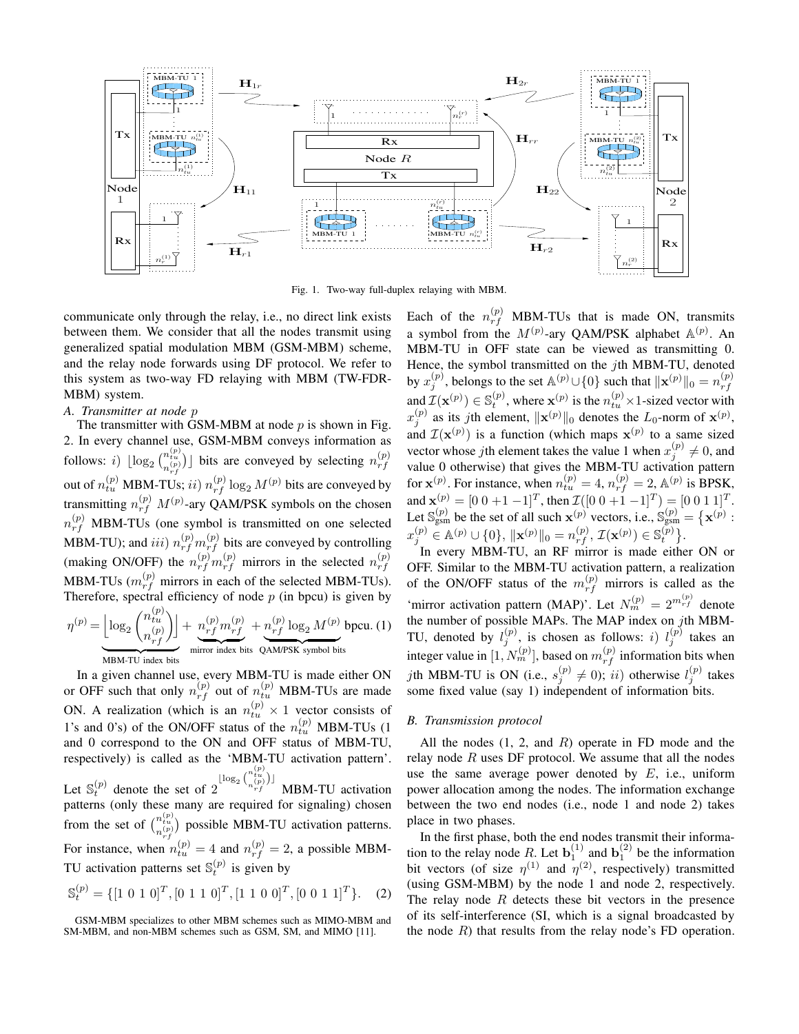Fig. 1. Two-way full-duplex relaying with MBM.

communicate only through the relay, i.e., no direct link exists between them. We consider that all the nodes transmit using generalized spatial modulation MBM (GSM-MBM) scheme, and the relay node forwards using DF protocol. We refer to this system as two-way FD relaying with MBM (TW-FDR-MBM) system.

### A. Transmitter at node $p$

The transmitter with GSM-MBM at node $p$ is shown in Fig. 2. In every channel use, GSM-MBM conveys information as follows: $i)$ $\lfloor \log_2 \binom{n_{tu}^{(p)}}{n_{rf}^{(p)}} \rfloor$ bits are conveyed by selecting $n_{rf}^{(p)}$ out of $n_{tu}^{(p)}$ MBM-TUs; $ii)$ $n_{rf}^{(p)} \log_2 M^{(p)}$ bits are conveyed by transmitting $n_{rf}^{(p)}$ $M^{(p)}$-ary QAM/PSK symbols on the chosen $n_{rf}^{(p)}$ MBM-TUs (one symbol is transmitted on one selected MBM-TU); and $iii)$ $n_{rf}^{(p)} m_{rf}^{(p)}$ bits are conveyed by controlling (making ON/OFF) the $n_{rf}^{(p)} m_{rf}^{(p)}$ mirrors in the selected $n_{rf}^{(p)}$ MBM-TUs ($m_{rf}^{(p)}$ mirrors in each of the selected MBM-TUs). Therefore, spectral efficiency of node $p$ (in bpcu) is given by

$$\eta^{(p)} = \underbrace{\left\lfloor \log_2 \binom{n_{tu}^{(p)}}{n_{rf}^{(p)}} \right\rfloor}_{\text{MBM-TU index bits}} + \underbrace{n_{rf}^{(p)} m_{rf}^{(p)}}_{\text{mirror index bits}} + \underbrace{n_{rf}^{(p)} \log_2 M^{(p)}}_{\text{QAM/PSK symbol bits}} \text{ bpcu.} \quad (1)$$

In a given channel use, every MBM-TU is made either ON or OFF such that only $n_{rf}^{(p)}$ out of $n_{tu}^{(p)}$ MBM-TUs are made ON. A realization (which is an $n_{tu}^{(p)} \times 1$ vector consists of 1's and 0's) of the ON/OFF status of the $n_{tu}^{(p)}$ MBM-TUs (1 and 0 correspond to the ON and OFF status of MBM-TU, respectively) is called as the 'MBM-TU activation pattern'. Let $\mathbb{S}_t^{(p)}$ denote the set of $2^{\lfloor \log_2 \binom{n_{tu}^{(p)}}{n_{rf}^{(p)}} \rfloor}$ MBM-TU activation patterns (only these many are required for signaling) chosen from the set of $\binom{n_{tu}^{(p)}}{n_{rf}^{(p)}}$ possible MBM-TU activation patterns. For instance, when $n_{tu}^{(p)} = 4$ and $n_{rf}^{(p)} = 2$, a possible MBM-TU activation patterns set $\mathbb{S}_t^{(p)}$ is given by

$$\mathbb{S}_t^{(p)} = \{[1\ 0\ 1\ 0]^T, [0\ 1\ 1\ 0]^T, [1\ 1\ 0\ 0]^T, [0\ 0\ 1\ 1]^T\}. \quad (2)$$

GSM-MBM specializes to other MBM schemes such as MIMO-MBM and SM-MBM, and non-MBM schemes such as GSM, SM, and MIMO [11].

Each of the $n_{rf}^{(p)}$ MBM-TUs that is made ON, transmits a symbol from the $M^{(p)}$-ary QAM/PSK alphabet $\mathbb{A}^{(p)}$. An MBM-TU in OFF state can be viewed as transmitting 0. Hence, the symbol transmitted on the $j$th MBM-TU, denoted by $x_j^{(p)}$, belongs to the set $\mathbb{A}^{(p)} \cup \{0\}$ such that $\|\mathbf{x}^{(p)}\|_0 = n_{rf}^{(p)}$ and $\mathcal{I}(\mathbf{x}^{(p)}) \in \mathbb{S}_t^{(p)}$, where $\mathbf{x}^{(p)}$ is the $n_{tu}^{(p)} \times 1$-sized vector with $x_j^{(p)}$ as its $j$th element, $\|\mathbf{x}^{(p)}\|_0$ denotes the $L_0$-norm of $\mathbf{x}^{(p)}$, and $\mathcal{I}(\mathbf{x}^{(p)})$ is a function (which maps $\mathbf{x}^{(p)}$ to a same sized vector whose $j$th element takes the value 1 when $x_j^{(p)} \neq 0$, and value 0 otherwise) that gives the MBM-TU activation pattern for $\mathbf{x}^{(p)}$. For instance, when $n_{tu}^{(p)} = 4$, $n_{rf}^{(p)} = 2$, $\mathbb{A}^{(p)}$ is BPSK, and $\mathbf{x}^{(p)} = [0\ 0 +1 -1]^T$, then $\mathcal{I}([0\ 0 +1 -1]^T) = [0\ 0\ 1\ 1]^T$. Let $\mathbb{S}_{\text{gsm}}^{(p)}$ be the set of all such $\mathbf{x}^{(p)}$ vectors, i.e., $\mathbb{S}_{\text{gsm}}^{(p)} = \{\mathbf{x}^{(p)} : x_j^{(p)} \in \mathbb{A}^{(p)} \cup \{0\}, \|\mathbf{x}^{(p)}\|_0 = n_{rf}^{(p)}, \mathcal{I}(\mathbf{x}^{(p)}) \in \mathbb{S}_t^{(p)}\}$.

In every MBM-TU, an RF mirror is made either ON or OFF. Similar to the MBM-TU activation pattern, a realization of the ON/OFF status of the $m_{rf}^{(p)}$ mirrors is called as the 'mirror activation pattern (MAP)'. Let $N_m^{(p)} = 2^{m_{rf}^{(p)}}$ denote the number of possible MAPs. The MAP index on $j$th MBM-TU, denoted by $l_j^{(p)}$, is chosen as follows: $i)$ $l_j^{(p)}$ takes an integer value in $[1, N_m^{(p)}]$, based on $m_{rf}^{(p)}$ information bits when $j$th MBM-TU is ON (i.e., $s_j^{(p)} \neq 0$); $ii)$ otherwise $l_j^{(p)}$ takes some fixed value (say 1) independent of information bits.

### B. Transmission protocol

All the nodes (1, 2, and $R$) operate in FD mode and the relay node $R$ uses DF protocol. We assume that all the nodes use the same average power denoted by $E$, i.e., uniform power allocation among the nodes. The information exchange between the two end nodes (i.e., node 1 and node 2) takes place in two phases.

In the first phase, both the end nodes transmit their information to the relay node $R$. Let $\mathbf{b}_1^{(1)}$ and $\mathbf{b}_1^{(2)}$ be the information bit vectors (of size $\eta^{(1)}$ and $\eta^{(2)}$, respectively) transmitted (using GSM-MBM) by the node 1 and node 2, respectively. The relay node $R$ detects these bit vectors in the presence of its self-interference (SI, which is a signal broadcasted by the node $R$) that results from the relay node's FD operation.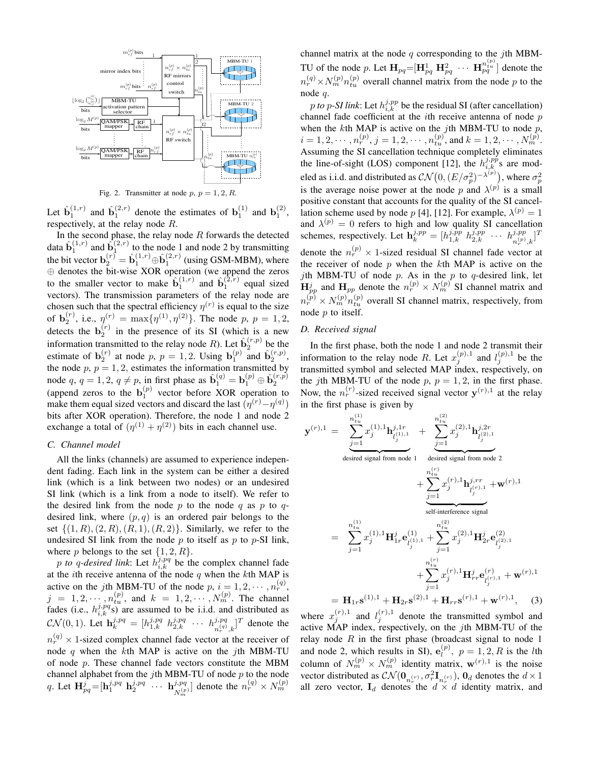Fig. 2. Transmitter at node $p$, $p = 1, 2, R$.

Let $\hat{\mathbf{b}}_1^{(1,r)}$ and $\hat{\mathbf{b}}_1^{(2,r)}$ denote the estimates of $\mathbf{b}_1^{(1)}$ and $\mathbf{b}_1^{(2)}$, respectively, at the relay node $R$.

In the second phase, the relay node $R$ forwards the detected data $\hat{\mathbf{b}}_1^{(1,r)}$ and $\hat{\mathbf{b}}_1^{(2,r)}$ to the node 1 and node 2 by transmitting the bit vector $\mathbf{b}_2^{(r)} = \hat{\mathbf{b}}_1^{(1,r)} \oplus \hat{\mathbf{b}}_1^{(2,r)}$ (using GSM-MBM), where $\oplus$ denotes the bit-wise XOR operation (we append the zeros to the smaller vector to make $\hat{\mathbf{b}}_1^{(1,r)}$ and $\hat{\mathbf{b}}_1^{(2,r)}$ equal sized vectors). The transmission parameters of the relay node are chosen such that the spectral efficiency $\eta^{(r)}$ is equal to the size of $\mathbf{b}_2^{(r)}$, i.e., $\eta^{(r)} = \max\{\eta^{(1)}, \eta^{(2)}\}$. The node $p$, $p = 1, 2$, detects the $\mathbf{b}_2^{(r)}$ in the presence of its SI (which is a new information transmitted to the relay node $R$). Let $\hat{\mathbf{b}}_2^{(r,p)}$ be the estimate of $\mathbf{b}_2^{(r)}$ at node $p$, $p = 1, 2$. Using $\mathbf{b}_1^{(p)}$ and $\hat{\mathbf{b}}_2^{(r,p)}$, the node $p$, $p = 1, 2$, estimates the information transmitted by node $q$, $q = 1, 2$, $q \neq p$, in first phase as $\hat{\mathbf{b}}_1^{(q)} = \mathbf{b}_1^{(p)} \oplus \hat{\mathbf{b}}_2^{(r,p)}$ (append zeros to the $\mathbf{b}_1^{(p)}$ vector before XOR operation to make them equal sized vectors and discard the last $(\eta^{(r)} - \eta^{(q)})$ bits after XOR operation). Therefore, the node 1 and node 2 exchange a total of $(\eta^{(1)} + \eta^{(2)})$ bits in each channel use.

### C. Channel model

All the links (channels) are assumed to experience independent fading. Each link in the system can be either a desired link (which is a link between two nodes) or an undesired SI link (which is a link from a node to itself). We refer to the desired link from the node $p$ to the node $q$ as $p$ to $q$-desired link, where $(p, q)$ is an ordered pair belongs to the set $\{(1, R), (2, R), (R, 1), (R, 2)\}$. Similarly, we refer to the undesired SI link from the node $p$ to itself as $p$ to $p$-SI link, where $p$ belongs to the set $\{1, 2, R\}$.

*$p$ to $q$-desired link*: Let $h_{i,k}^{j,pq}$ be the complex channel fade at the $i$th receive antenna of the node $q$ when the $k$th MAP is active on the $j$th MBM-TU of the node $p$, $i = 1, 2, \cdots, n_r^{(q)}$, $j = 1, 2, \cdots, n_{tu}^{(p)}$, and $k = 1, 2, \cdots, N_m^{(p)}$. The channel fades (i.e., $h_{i,k}^{j,pq}$s) are assumed to be i.i.d. and distributed as $\mathcal{CN}(0, 1)$. Let $\mathbf{h}_k^{j,pq} = [h_{1,k}^{j,pq} \; h_{2,k}^{j,pq} \; \cdots \; h_{n_r^{(q)},k}^{j,pq}]^T$ denote the $n_r^{(q)} \times 1$-sized complex channel fade vector at the receiver of node $q$ when the $k$th MAP is active on the $j$th MBM-TU of node $p$. These channel fade vectors constitute the MBM channel alphabet from the $j$th MBM-TU of node $p$ to the node $q$. Let $\mathbf{H}_{pq}^j = [\mathbf{h}_1^{j,pq} \; \mathbf{h}_2^{j,pq} \; \cdots \; \mathbf{h}_{N_m^{(p)}}^{j,pq}]$ denote the $n_r^{(q)} \times N_m^{(p)}$ channel matrix at the node $q$ corresponding to the $j$th MBM-TU of the node $p$. Let $\mathbf{H}_{pq} = [\mathbf{H}_{pq}^1 \; \mathbf{H}_{pq}^2 \; \cdots \; \mathbf{H}_{pq}^{n_{tu}^{(p)}}]$ denote the $n_r^{(q)} \times N_m^{(p)} n_{tu}^{(p)}$ overall channel matrix from the node $p$ to the node $q$.

*$p$ to $p$-SI link*: Let $h_{i,k}^{j,pp}$ be the residual SI (after cancellation) channel fade coefficient at the $i$th receive antenna of node $p$ when the $k$th MAP is active on the $j$th MBM-TU to node $p$, $i = 1, 2, \cdots, n_r^{(p)}$, $j = 1, 2, \cdots, n_{tu}^{(p)}$, and $k = 1, 2, \cdots, N_m^{(p)}$. Assuming the SI cancellation technique completely eliminates the line-of-sight (LOS) component [12], the $h_{i,k}^{j,pp}$s are modeled as i.i.d. and distributed as $\mathcal{CN}\big(0, (E/\sigma_p^2)^{-\lambda^{(p)}}\big)$, where $\sigma_p^2$ is the average noise power at the node $p$ and $\lambda^{(p)}$ is a small positive constant that accounts for the quality of the SI cancellation scheme used by node $p$ [4], [12]. For example, $\lambda^{(p)} = 1$ and $\lambda^{(p)} = 0$ refers to high and low quality SI cancellation schemes, respectively. Let $\mathbf{h}_k^{j,pp} = [h_{1,k}^{j,pp} \; h_{2,k}^{j,pp} \; \cdots \; h_{n_r^{(p)},k}^{j,pp}]^T$ denote the $n_r^{(p)} \times 1$-sized residual SI channel fade vector at the receiver of node $p$ when the $k$th MAP is active on the $j$th MBM-TU of node $p$. As in the $p$ to $q$-desired link, let $\mathbf{H}_{pp}^j$ and $\mathbf{H}_{pp}$ denote the $n_r^{(p)} \times N_m^{(p)}$ SI channel matrix and $n_r^{(p)} \times N_m^{(p)} n_{tu}^{(p)}$ overall SI channel matrix, respectively, from node $p$ to itself.

### D. Received signal

In the first phase, both the node 1 and node 2 transmit their information to the relay node $R$. Let $x_j^{(p),1}$ and $l_j^{(p),1}$ be the transmitted symbol and selected MAP index, respectively, on the $j$th MBM-TU of the node $p$, $p = 1, 2$, in the first phase. Now, the $n_r^{(r)}$-sized received signal vector $\mathbf{y}^{(r),1}$ at the relay in the first phase is given by

$$
\begin{aligned}
\mathbf{y}^{(r),1} &= \underbrace{\sum_{j=1}^{n_{tu}^{(1)}} x_j^{(1),1} \mathbf{h}_{l_j^{(1),1}}^{j,1r}}_{\text{desired signal from node 1}} + \underbrace{\sum_{j=1}^{n_{tu}^{(2)}} x_j^{(2),1} \mathbf{h}_{l_j^{(2),1}}^{j,2r}}_{\text{desired signal from node 2}} \\
&\quad + \underbrace{\sum_{j=1}^{n_{tu}^{(r)}} x_j^{(r),1} \mathbf{h}_{l_j^{(r),1}}^{j,rr}}_{\text{self-interference signal}} + \mathbf{w}^{(r),1} \\
&= \sum_{j=1}^{n_{tu}^{(1)}} x_j^{(1),1} \mathbf{H}_{1r}^j \mathbf{e}_{l_j^{(1),1}}^{(1)} + \sum_{j=1}^{n_{tu}^{(2)}} x_j^{(2),1} \mathbf{H}_{2r}^j \mathbf{e}_{l_j^{(2),1}}^{(2)} \\
&\quad + \sum_{j=1}^{n_{tu}^{(r)}} x_j^{(r),1} \mathbf{H}_{rr}^j \mathbf{e}_{l_j^{(r),1}}^{(r)} + \mathbf{w}^{(r),1} \\
&= \mathbf{H}_{1r}\mathbf{s}^{(1),1} + \mathbf{H}_{2r}\mathbf{s}^{(2),1} + \mathbf{H}_{rr}\mathbf{s}^{(r),1} + \mathbf{w}^{(r),1}, \qquad (3)
\end{aligned}
$$

where $x_j^{(r),1}$ and $l_j^{(r),1}$ denote the transmitted symbol and active MAP index, respectively, on the $j$th MBM-TU of the relay node $R$ in the first phase (broadcast signal to node 1 and node 2, which results in SI), $\mathbf{e}_l^{(p)}$, $p = 1, 2, R$ is the $l$th column of $N_m^{(p)} \times N_m^{(p)}$ identity matrix, $\mathbf{w}^{(r),1}$ is the noise vector distributed as $\mathcal{CN}(\mathbf{0}_{n_r^{(r)}}, \sigma_r^2 \mathbf{I}_{n_r^{(r)}})$, $\mathbf{0}_d$ denotes the $d \times 1$ all zero vector, $\mathbf{I}_d$ denotes the $d \times d$ identity matrix, and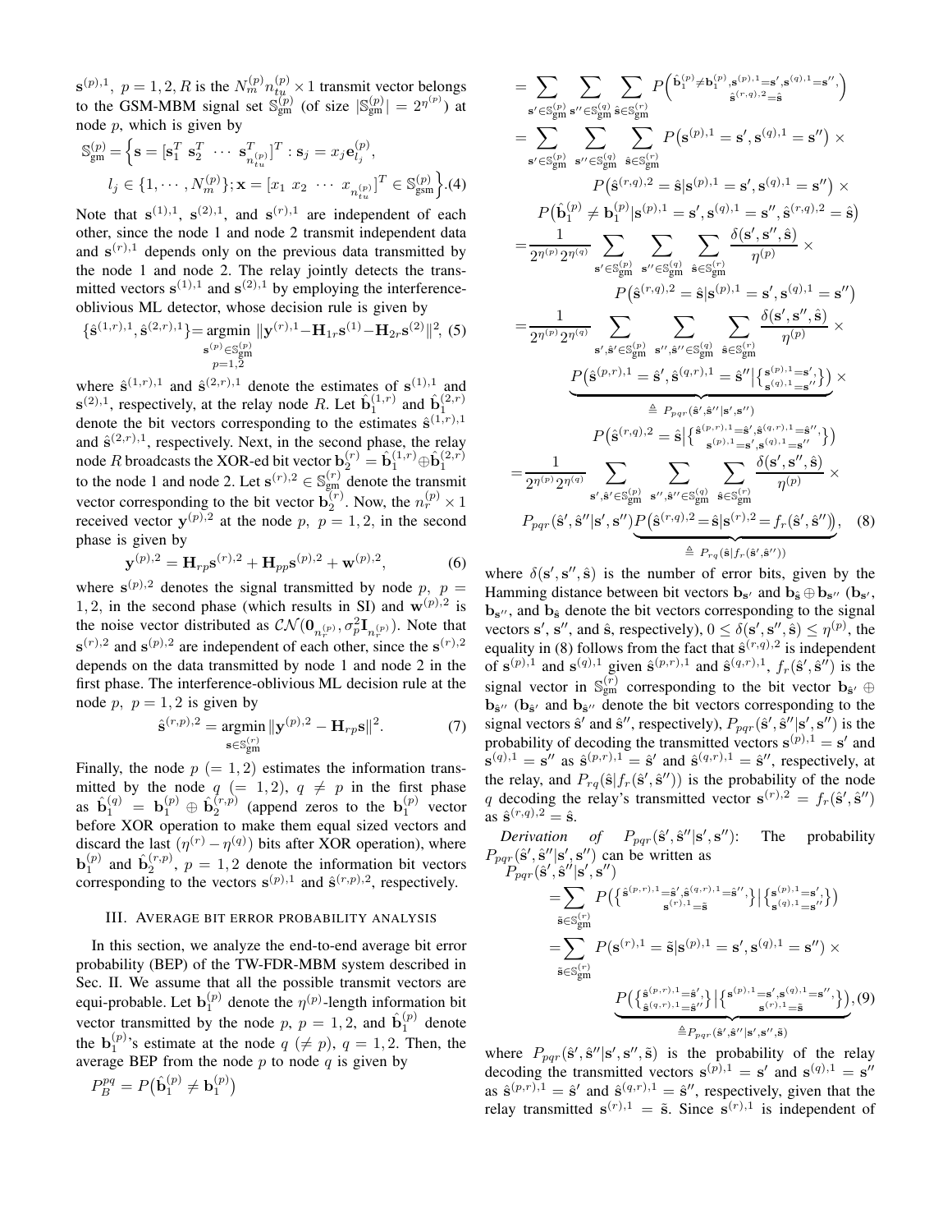$\mathbf{s}^{(p),1}$, $p=1,2,R$ is the $N_m^{(p)} n_{tu}^{(p)} \times 1$ transmit vector belongs to the GSM-MBM signal set $\mathbb{S}_{\text{gm}}^{(p)}$ (of size $|\mathbb{S}_{\text{gm}}^{(p)}| = 2^{\eta^{(p)}}$) at node $p$, which is given by

$$\mathbb{S}_{\text{gm}}^{(p)} = \Big\{ \mathbf{s} = [\mathbf{s}_1^T \ \mathbf{s}_2^T \ \cdots \ \mathbf{s}_{n_{tu}^{(p)}}^T]^T : \mathbf{s}_j = x_j \mathbf{e}_{l_j}^{(p)}, \\ l_j \in \{1, \cdots, N_m^{(p)}\}; \mathbf{x} = [x_1 \ x_2 \ \cdots \ x_{n_{tu}^{(p)}}]^T \in \mathbb{S}_{\text{gsm}}^{(p)} \Big\}. \quad (4)$$

Note that $\mathbf{s}^{(1),1}$, $\mathbf{s}^{(2),1}$, and $\mathbf{s}^{(r),1}$ are independent of each other, since the node 1 and node 2 transmit independent data and $\mathbf{s}^{(r),1}$ depends only on the previous data transmitted by the node 1 and node 2. The relay jointly detects the transmitted vectors $\mathbf{s}^{(1),1}$ and $\mathbf{s}^{(2),1}$ by employing the interference-oblivious ML detector, whose decision rule is given by

$$\{\hat{\mathbf{s}}^{(1,r),1}, \hat{\mathbf{s}}^{(2,r),1}\} = \underset{\substack{\mathbf{s}^{(p)} \in \mathbb{S}_{\text{gm}}^{(p)} \\ p=1,2}}{\operatorname{argmin}} \|\mathbf{y}^{(r),1} - \mathbf{H}_{1r}\mathbf{s}^{(1)} - \mathbf{H}_{2r}\mathbf{s}^{(2)}\|^2, \quad (5)$$

where $\hat{\mathbf{s}}^{(1,r),1}$ and $\hat{\mathbf{s}}^{(2,r),1}$ denote the estimates of $\mathbf{s}^{(1),1}$ and $\mathbf{s}^{(2),1}$, respectively, at the relay node $R$. Let $\hat{\mathbf{b}}_1^{(1,r)}$ and $\hat{\mathbf{b}}_1^{(2,r)}$ denote the bit vectors corresponding to the estimates $\hat{\mathbf{s}}^{(1,r),1}$ and $\hat{\mathbf{s}}^{(2,r),1}$, respectively. Next, in the second phase, the relay node $R$ broadcasts the XOR-ed bit vector $\mathbf{b}_2^{(r)} = \hat{\mathbf{b}}_1^{(1,r)} \oplus \hat{\mathbf{b}}_1^{(2,r)}$ to the node 1 and node 2. Let $\mathbf{s}^{(r),2} \in \mathbb{S}_{\text{gm}}^{(r)}$ denote the transmit vector corresponding to the bit vector $\mathbf{b}_2^{(r)}$. Now, the $n_r^{(p)} \times 1$ received vector $\mathbf{y}^{(p),2}$ at the node $p$, $p=1,2$, in the second phase is given by

$$\mathbf{y}^{(p),2} = \mathbf{H}_{rp}\mathbf{s}^{(r),2} + \mathbf{H}_{pp}\mathbf{s}^{(p),2} + \mathbf{w}^{(p),2}, \quad (6)$$

where $\mathbf{s}^{(p),2}$ denotes the signal transmitted by node $p$, $p = 1,2$, in the second phase (which results in SI) and $\mathbf{w}^{(p),2}$ is the noise vector distributed as $\mathcal{CN}(\mathbf{0}_{n_r^{(p)}}, \sigma_p^2 \mathbf{I}_{n_r^{(p)}})$. Note that $\mathbf{s}^{(r),2}$ and $\mathbf{s}^{(p),2}$ are independent of each other, since the $\mathbf{s}^{(r),2}$ depends on the data transmitted by node 1 and node 2 in the first phase. The interference-oblivious ML decision rule at the node $p$, $p=1,2$ is given by

$$\hat{\mathbf{s}}^{(r,p),2} = \underset{\mathbf{s} \in \mathbb{S}_{\text{gm}}^{(r)}}{\operatorname{argmin}} \|\mathbf{y}^{(p),2} - \mathbf{H}_{rp}\mathbf{s}\|^2. \quad (7)$$

Finally, the node $p$ $(=1,2)$ estimates the information transmitted by the node $q$ $(=1,2)$, $q \neq p$ in the first phase as $\hat{\mathbf{b}}_1^{(q)} = \mathbf{b}_1^{(p)} \oplus \hat{\mathbf{b}}_2^{(r,p)}$ (append zeros to the $\mathbf{b}_1^{(p)}$ vector before XOR operation to make them equal sized vectors and discard the last $(\eta^{(r)} - \eta^{(q)})$ bits after XOR operation), where $\mathbf{b}_1^{(p)}$ and $\hat{\mathbf{b}}_2^{(r,p)}$, $p=1,2$ denote the information bit vectors corresponding to the vectors $\mathbf{s}^{(p),1}$ and $\hat{\mathbf{s}}^{(r,p),2}$, respectively.

## III. Average bit error probability analysis

In this section, we analyze the end-to-end average bit error probability (BEP) of the TW-FDR-MBM system described in Sec. II. We assume that all the possible transmit vectors are equi-probable. Let $\mathbf{b}_1^{(p)}$ denote the $\eta^{(p)}$-length information bit vector transmitted by the node $p$, $p=1,2$, and $\hat{\mathbf{b}}_1^{(p)}$ denote the $\mathbf{b}_1^{(p)}$'s estimate at the node $q$ $(\neq p)$, $q=1,2$. Then, the average BEP from the node $p$ to node $q$ is given by

$$P_B^{pq} = P\big(\hat{\mathbf{b}}_1^{(p)} \neq \mathbf{b}_1^{(p)}\big)$$

$$= \sum_{\mathbf{s}' \in \mathbb{S}_{\text{gm}}^{(p)}} \sum_{\mathbf{s}'' \in \mathbb{S}_{\text{gm}}^{(q)}} \sum_{\hat{\mathbf{s}} \in \mathbb{S}_{\text{gm}}^{(r)}} P\Big(\hat{\mathbf{b}}_1^{(p)} \neq \mathbf{b}_1^{(p)}, \mathbf{s}^{(p),1} = \mathbf{s}', \mathbf{s}^{(q),1} = \mathbf{s}'', \hat{\mathbf{s}}^{(r,q),2} = \hat{\mathbf{s}}\Big)$$

$$= \sum_{\mathbf{s}' \in \mathbb{S}_{\text{gm}}^{(p)}} \sum_{\mathbf{s}'' \in \mathbb{S}_{\text{gm}}^{(q)}} \sum_{\hat{\mathbf{s}} \in \mathbb{S}_{\text{gm}}^{(r)}} P\big(\mathbf{s}^{(p),1} = \mathbf{s}', \mathbf{s}^{(q),1} = \mathbf{s}''\big) \times P\big(\hat{\mathbf{s}}^{(r,q),2} = \hat{\mathbf{s}} | \mathbf{s}^{(p),1} = \mathbf{s}', \mathbf{s}^{(q),1} = \mathbf{s}''\big) \times P\big(\hat{\mathbf{b}}_1^{(p)} \neq \mathbf{b}_1^{(p)} | \mathbf{s}^{(p),1} = \mathbf{s}', \mathbf{s}^{(q),1} = \mathbf{s}'', \hat{\mathbf{s}}^{(r,q),2} = \hat{\mathbf{s}}\big)$$

$$= \frac{1}{2^{\eta^{(p)}} 2^{\eta^{(q)}}} \sum_{\mathbf{s}' \in \mathbb{S}_{\text{gm}}^{(p)}} \sum_{\mathbf{s}'' \in \mathbb{S}_{\text{gm}}^{(q)}} \sum_{\hat{\mathbf{s}} \in \mathbb{S}_{\text{gm}}^{(r)}} \frac{\delta(\mathbf{s}', \mathbf{s}'', \hat{\mathbf{s}})}{\eta^{(p)}} \times P\big(\hat{\mathbf{s}}^{(r,q),2} = \hat{\mathbf{s}} | \mathbf{s}^{(p),1} = \mathbf{s}', \mathbf{s}^{(q),1} = \mathbf{s}''\big)$$

$$= \frac{1}{2^{\eta^{(p)}} 2^{\eta^{(q)}}} \sum_{\mathbf{s}', \hat{\mathbf{s}}' \in \mathbb{S}_{\text{gm}}^{(p)}} \sum_{\mathbf{s}'', \hat{\mathbf{s}}'' \in \mathbb{S}_{\text{gm}}^{(q)}} \sum_{\hat{\mathbf{s}} \in \mathbb{S}_{\text{gm}}^{(r)}} \frac{\delta(\mathbf{s}', \mathbf{s}'', \hat{\mathbf{s}})}{\eta^{(p)}} \times \underbrace{P\big(\hat{\mathbf{s}}^{(p,r),1} = \hat{\mathbf{s}}', \hat{\mathbf{s}}^{(q,r),1} = \hat{\mathbf{s}}'' \big| \big\{ {\mathbf{s}^{(p),1} = \mathbf{s}', \atop \mathbf{s}^{(q),1} = \mathbf{s}''} \big\}\big)}_{\triangleq\, P_{pqr}(\hat{\mathbf{s}}', \hat{\mathbf{s}}'' | \mathbf{s}', \mathbf{s}'')} \times P\big(\hat{\mathbf{s}}^{(r,q),2} = \hat{\mathbf{s}} \big| \big\{ {\hat{\mathbf{s}}^{(p,r),1} = \hat{\mathbf{s}}', \hat{\mathbf{s}}^{(q,r),1} = \hat{\mathbf{s}}'', \atop \mathbf{s}^{(p),1} = \mathbf{s}', \mathbf{s}^{(q),1} = \mathbf{s}''} \big\}\big)$$

$$= \frac{1}{2^{\eta^{(p)}} 2^{\eta^{(q)}}} \sum_{\mathbf{s}', \hat{\mathbf{s}}' \in \mathbb{S}_{\text{gm}}^{(p)}} \sum_{\mathbf{s}'', \hat{\mathbf{s}}'' \in \mathbb{S}_{\text{gm}}^{(q)}} \sum_{\hat{\mathbf{s}} \in \mathbb{S}_{\text{gm}}^{(r)}} \frac{\delta(\mathbf{s}', \mathbf{s}'', \hat{\mathbf{s}})}{\eta^{(p)}} \times P_{pqr}(\hat{\mathbf{s}}', \hat{\mathbf{s}}'' | \mathbf{s}', \mathbf{s}'') \underbrace{P\big(\hat{\mathbf{s}}^{(r,q),2} = \hat{\mathbf{s}} | \mathbf{s}^{(r),2} = f_r(\hat{\mathbf{s}}', \hat{\mathbf{s}}'')\big)}_{\triangleq\, P_{rq}(\hat{\mathbf{s}} | f_r(\hat{\mathbf{s}}', \hat{\mathbf{s}}''))}, \quad (8)$$

where $\delta(\mathbf{s}', \mathbf{s}'', \hat{\mathbf{s}})$ is the number of error bits, given by the Hamming distance between bit vectors $\mathbf{b}_{\mathbf{s}'}$ and $\mathbf{b}_{\hat{\mathbf{s}}} \oplus \mathbf{b}_{\mathbf{s}''}$ ($\mathbf{b}_{\mathbf{s}'}$, $\mathbf{b}_{\mathbf{s}''}$, and $\mathbf{b}_{\hat{\mathbf{s}}}$ denote the bit vectors corresponding to the signal vectors $\mathbf{s}'$, $\mathbf{s}''$, and $\hat{\mathbf{s}}$, respectively), $0 \leq \delta(\mathbf{s}', \mathbf{s}'', \hat{\mathbf{s}}) \leq \eta^{(p)}$, the equality in (8) follows from the fact that $\hat{\mathbf{s}}^{(r,q),2}$ is independent of $\mathbf{s}^{(p),1}$ and $\mathbf{s}^{(q),1}$ given $\hat{\mathbf{s}}^{(p,r),1}$ and $\hat{\mathbf{s}}^{(q,r),1}$, $f_r(\hat{\mathbf{s}}', \hat{\mathbf{s}}'')$ is the signal vector in $\mathbb{S}_{\text{gm}}^{(r)}$ corresponding to the bit vector $\mathbf{b}_{\hat{\mathbf{s}}'} \oplus \mathbf{b}_{\hat{\mathbf{s}}''}$ ($\mathbf{b}_{\hat{\mathbf{s}}'}$ and $\mathbf{b}_{\hat{\mathbf{s}}''}$ denote the bit vectors corresponding to the signal vectors $\hat{\mathbf{s}}'$ and $\hat{\mathbf{s}}''$, respectively), $P_{pqr}(\hat{\mathbf{s}}', \hat{\mathbf{s}}'' | \mathbf{s}', \mathbf{s}'')$ is the probability of decoding the transmitted vectors $\mathbf{s}^{(p),1} = \mathbf{s}'$ and $\mathbf{s}^{(q),1} = \mathbf{s}''$ as $\hat{\mathbf{s}}^{(p,r),1} = \hat{\mathbf{s}}'$ and $\hat{\mathbf{s}}^{(q,r),1} = \hat{\mathbf{s}}''$, respectively, at the relay, and $P_{rq}(\hat{\mathbf{s}} | f_r(\hat{\mathbf{s}}', \hat{\mathbf{s}}''))$ is the probability of the node $q$ decoding the relay's transmitted vector $\mathbf{s}^{(r),2} = f_r(\hat{\mathbf{s}}', \hat{\mathbf{s}}'')$ as $\hat{\mathbf{s}}^{(r,q),2} = \hat{\mathbf{s}}$.

*Derivation of* $P_{pqr}(\hat{\mathbf{s}}', \hat{\mathbf{s}}'' | \mathbf{s}', \mathbf{s}'')$: The probability $P_{pqr}(\hat{\mathbf{s}}', \hat{\mathbf{s}}'' | \mathbf{s}', \mathbf{s}'')$ can be written as

$$P_{pqr}(\hat{\mathbf{s}}', \hat{\mathbf{s}}'' | \mathbf{s}', \mathbf{s}'') = \sum_{\tilde{\mathbf{s}} \in \mathbb{S}_{\text{gm}}^{(r)}} P\big(\big\{ {\hat{\mathbf{s}}^{(p,r),1} = \hat{\mathbf{s}}', \hat{\mathbf{s}}^{(q,r),1} = \hat{\mathbf{s}}'', \atop \mathbf{s}^{(r),1} = \tilde{\mathbf{s}}} \big\} \big| \big\{ {\mathbf{s}^{(p),1} = \mathbf{s}', \atop \mathbf{s}^{(q),1} = \mathbf{s}''} \big\}\big)$$

$$= \sum_{\tilde{\mathbf{s}} \in \mathbb{S}_{\text{gm}}^{(r)}} P(\mathbf{s}^{(r),1} = \tilde{\mathbf{s}} | \mathbf{s}^{(p),1} = \mathbf{s}', \mathbf{s}^{(q),1} = \mathbf{s}'') \times \underbrace{P\big(\big\{ {\hat{\mathbf{s}}^{(p,r),1} = \hat{\mathbf{s}}', \atop \hat{\mathbf{s}}^{(q,r),1} = \hat{\mathbf{s}}''} \big\} \big| \big\{ {\mathbf{s}^{(p),1} = \mathbf{s}', \mathbf{s}^{(q),1} = \mathbf{s}'', \atop \mathbf{s}^{(r),1} = \tilde{\mathbf{s}}} \big\}\big)}_{\triangleq\, P_{pqr}(\hat{\mathbf{s}}', \hat{\mathbf{s}}'' | \mathbf{s}', \mathbf{s}'', \tilde{\mathbf{s}})}, \quad (9)$$

where $P_{pqr}(\hat{\mathbf{s}}', \hat{\mathbf{s}}'' | \mathbf{s}', \mathbf{s}'', \tilde{\mathbf{s}})$ is the probability of the relay decoding the transmitted vectors $\mathbf{s}^{(p),1} = \mathbf{s}'$ and $\mathbf{s}^{(q),1} = \mathbf{s}''$ as $\hat{\mathbf{s}}^{(p,r),1} = \hat{\mathbf{s}}'$ and $\hat{\mathbf{s}}^{(q,r),1} = \hat{\mathbf{s}}''$, respectively, given that the relay transmitted $\mathbf{s}^{(r),1} = \tilde{\mathbf{s}}$. Since $\mathbf{s}^{(r),1}$ is independent of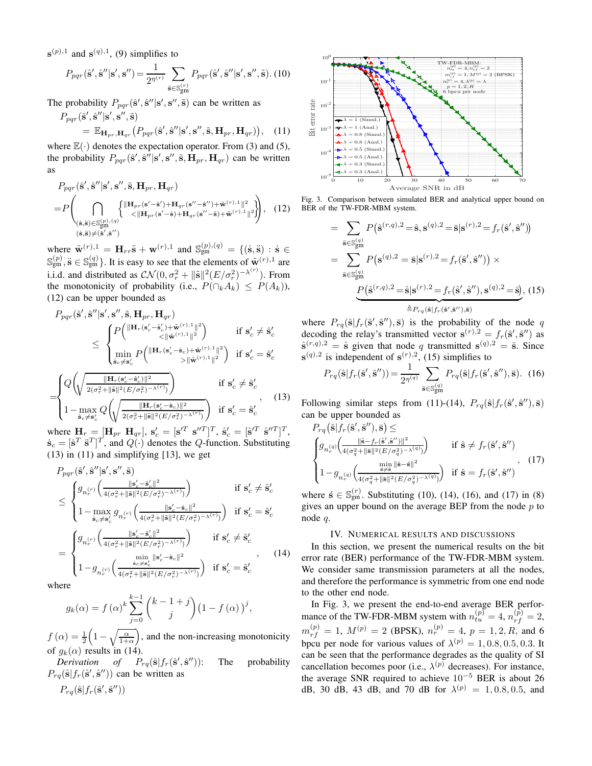$\mathbf{s}^{(p),1}$ and $\mathbf{s}^{(q),1}$, (9) simplifies to

$$P_{pqr}(\hat{\mathbf{s}}', \hat{\mathbf{s}}''|\mathbf{s}', \mathbf{s}'') = \frac{1}{2^{\eta^{(r)}}} \sum_{\tilde{\mathbf{s}} \in \mathbb{S}_{\text{gm}}^{(r)}} P_{pqr}(\hat{\mathbf{s}}', \hat{\mathbf{s}}''|\mathbf{s}', \mathbf{s}'', \tilde{\mathbf{s}}). \quad (10)$$

The probability $P_{pqr}(\hat{\mathbf{s}}', \hat{\mathbf{s}}''|\mathbf{s}', \mathbf{s}'', \tilde{\mathbf{s}})$ can be written as

$$P_{pqr}(\hat{\mathbf{s}}', \hat{\mathbf{s}}''|\mathbf{s}', \mathbf{s}'', \tilde{\mathbf{s}}) = \mathbb{E}_{\mathbf{H}_{pr}, \mathbf{H}_{qr}}\big(P_{pqr}(\hat{\mathbf{s}}', \hat{\mathbf{s}}''|\mathbf{s}', \mathbf{s}'', \tilde{\mathbf{s}}, \mathbf{H}_{pr}, \mathbf{H}_{qr})\big), \quad (11)$$

where $\mathbb{E}(\cdot)$ denotes the expectation operator. From (3) and (5), the probability $P_{pqr}(\hat{\mathbf{s}}', \hat{\mathbf{s}}''|\mathbf{s}', \mathbf{s}'', \tilde{\mathbf{s}}, \mathbf{H}_{pr}, \mathbf{H}_{qr})$ can be written as

$$P_{pqr}(\hat{\mathbf{s}}', \hat{\mathbf{s}}''|\mathbf{s}', \mathbf{s}'', \tilde{\mathbf{s}}, \mathbf{H}_{pr}, \mathbf{H}_{qr}) = P\left(\bigcap_{\substack{(\dot{\mathbf{s}}, \ddot{\mathbf{s}}) \in \mathbb{S}_{\text{gm}}^{(p),(q)} \\ (\dot{\mathbf{s}}, \ddot{\mathbf{s}}) \neq (\hat{\mathbf{s}}', \hat{\mathbf{s}}'')}} \left\{ \begin{array}{l} \|\mathbf{H}_{pr}(\mathbf{s}' - \hat{\mathbf{s}}') + \mathbf{H}_{qr}(\mathbf{s}'' - \hat{\mathbf{s}}'') + \tilde{\mathbf{w}}^{(r),1}\|^2 \\ < \|\mathbf{H}_{pr}(\mathbf{s}' - \dot{\mathbf{s}}) + \mathbf{H}_{qr}(\mathbf{s}'' - \ddot{\mathbf{s}}) + \tilde{\mathbf{w}}^{(r),1}\|^2 \end{array} \right\}\right), \quad (12)$$

where $\tilde{\mathbf{w}}^{(r),1} = \mathbf{H}_{rr}\tilde{\mathbf{s}} + \mathbf{w}^{(r),1}$ and $\mathbb{S}_{\text{gm}}^{(p),(q)} = \{(\dot{\mathbf{s}}, \ddot{\mathbf{s}}) : \dot{\mathbf{s}} \in \mathbb{S}_{\text{gm}}^{(p)}, \ddot{\mathbf{s}} \in \mathbb{S}_{\text{gm}}^{(q)}\}$. It is easy to see that the elements of $\tilde{\mathbf{w}}^{(r),1}$ are i.i.d. and distributed as $\mathcal{CN}(0, \sigma_r^2 + \|\tilde{\mathbf{s}}\|^2 (E/\sigma_r^2)^{-\lambda^{(r)}})$. From the monotonicity of probability (i.e., $P(\cap_k A_k) \leq P(A_k)$), (12) can be upper bounded as

$$\begin{aligned}
&P_{pqr}(\hat{\mathbf{s}}', \hat{\mathbf{s}}''|\mathbf{s}', \mathbf{s}'', \tilde{\mathbf{s}}, \mathbf{H}_{pr}, \mathbf{H}_{qr}) \\
&\leq \begin{cases} P\left( \begin{array}{l}\|\mathbf{H}_r(\mathbf{s}_c' - \hat{\mathbf{s}}_c') + \tilde{\mathbf{w}}^{(r),1}\|^2 \\ < \|\tilde{\mathbf{w}}^{(r),1}\|^2\end{array} \right) & \text{if } \mathbf{s}_c' \neq \hat{\mathbf{s}}_c' \\ \min\limits_{\dot{\mathbf{s}}_c \neq \mathbf{s}_c'} P\left( \begin{array}{l}\|\mathbf{H}_r(\mathbf{s}_c' - \dot{\mathbf{s}}_c) + \tilde{\mathbf{w}}^{(r),1}\|^2 \\ > \|\tilde{\mathbf{w}}^{(r),1}\|^2\end{array} \right) & \text{if } \mathbf{s}_c' = \hat{\mathbf{s}}_c' \end{cases} \\
&= \begin{cases} Q\left(\sqrt{\frac{\|\mathbf{H}_r(\mathbf{s}_c' - \hat{\mathbf{s}}_c')\|^2}{2(\sigma_r^2 + \|\tilde{\mathbf{s}}\|^2 (E/\sigma_r^2)^{-\lambda^{(r)}})}}\right) & \text{if } \mathbf{s}_c' \neq \hat{\mathbf{s}}_c' \\ 1 - \max\limits_{\dot{\mathbf{s}}_c \neq \mathbf{s}_c'} Q\left(\sqrt{\frac{\|\mathbf{H}_r(\mathbf{s}_c' - \dot{\mathbf{s}}_c)\|^2}{2(\sigma_r^2 + \|\tilde{\mathbf{s}}\|^2 (E/\sigma_r^2)^{-\lambda^{(r)}})}}\right) & \text{if } \mathbf{s}_c' = \hat{\mathbf{s}}_c' \end{cases}, \quad (13)
\end{aligned}$$

where $\mathbf{H}_r = [\mathbf{H}_{pr} \ \mathbf{H}_{qr}]$, $\mathbf{s}_c' = [\mathbf{s}'^T \ \mathbf{s}''^T]^T$, $\hat{\mathbf{s}}_c' = [\hat{\mathbf{s}}'^T \ \hat{\mathbf{s}}''^T]^T$, $\dot{\mathbf{s}}_c = [\dot{\mathbf{s}}^T \ \ddot{\mathbf{s}}^T]^T$, and $Q(\cdot)$ denotes the $Q$-function. Substituting (13) in (11) and simplifying [13], we get

$$\begin{aligned}
&P_{pqr}(\hat{\mathbf{s}}', \hat{\mathbf{s}}''|\mathbf{s}', \mathbf{s}'', \tilde{\mathbf{s}}) \\
&\leq \begin{cases} g_{n_r^{(r)}}\left(\frac{\|\mathbf{s}_c' - \hat{\mathbf{s}}_c'\|^2}{4(\sigma_r^2 + \|\tilde{\mathbf{s}}\|^2 (E/\sigma_r^2)^{-\lambda^{(r)}})}\right) & \text{if } \mathbf{s}_c' \neq \hat{\mathbf{s}}_c' \\ 1 - \max\limits_{\dot{\mathbf{s}}_c \neq \mathbf{s}_c'} g_{n_r^{(r)}}\left(\frac{\|\mathbf{s}_c' - \dot{\mathbf{s}}_c\|^2}{4(\sigma_r^2 + \|\tilde{\mathbf{s}}\|^2 (E/\sigma_r^2)^{-\lambda^{(r)}})}\right) & \text{if } \mathbf{s}_c' = \hat{\mathbf{s}}_c' \end{cases} \\
&= \begin{cases} g_{n_r^{(r)}}\left(\frac{\|\mathbf{s}_c' - \hat{\mathbf{s}}_c'\|^2}{4(\sigma_r^2 + \|\tilde{\mathbf{s}}\|^2 (E/\sigma_r^2)^{-\lambda^{(r)}})}\right) & \text{if } \mathbf{s}_c' \neq \hat{\mathbf{s}}_c' \\ 1 - g_{n_r^{(r)}}\left(\frac{\min\limits_{\dot{\mathbf{s}}_c \neq \mathbf{s}_c'} \|\mathbf{s}_c' - \dot{\mathbf{s}}_c\|^2}{4(\sigma_r^2 + \|\tilde{\mathbf{s}}\|^2 (E/\sigma_r^2)^{-\lambda^{(r)}})}\right) & \text{if } \mathbf{s}_c' = \hat{\mathbf{s}}_c' \end{cases}, \quad (14)
\end{aligned}$$

where

$$g_k(\alpha) = f(\alpha)^k \sum_{j=0}^{k-1} \binom{k-1+j}{j} \big(1 - f(\alpha)\big)^j,$$

$f(\alpha) = \frac{1}{2}\left(1 - \sqrt{\frac{\alpha}{1+\alpha}}\right)$, and the non-increasing monotonicity of $g_k(\alpha)$ results in (14).

*Derivation of* $P_{rq}(\hat{\mathbf{s}}|f_r(\hat{\mathbf{s}}', \hat{\mathbf{s}}''))$: The probability $P_{rq}(\hat{\mathbf{s}}|f_r(\hat{\mathbf{s}}', \hat{\mathbf{s}}''))$ can be written as

$$\begin{aligned}
&P_{rq}(\hat{\mathbf{s}}|f_r(\hat{\mathbf{s}}', \hat{\mathbf{s}}'')) \\
&= \sum_{\bar{\mathbf{s}} \in \mathbb{S}_{\text{gm}}^{(q)}} P\big(\hat{\mathbf{s}}^{(r,q),2} = \hat{\mathbf{s}}, \mathbf{s}^{(q),2} = \bar{\mathbf{s}}|\mathbf{s}^{(r),2} = f_r(\hat{\mathbf{s}}', \hat{\mathbf{s}}'')\big) \\
&= \sum_{\bar{\mathbf{s}} \in \mathbb{S}_{\text{gm}}^{(q)}} P\big(\mathbf{s}^{(q),2} = \bar{\mathbf{s}}|\mathbf{s}^{(r),2} = f_r(\hat{\mathbf{s}}', \hat{\mathbf{s}}'')\big) \times \\
&\qquad \underbrace{P\big(\hat{\mathbf{s}}^{(r,q),2} = \hat{\mathbf{s}}|\mathbf{s}^{(r),2} = f_r(\hat{\mathbf{s}}', \hat{\mathbf{s}}''), \mathbf{s}^{(q),2} = \bar{\mathbf{s}}\big)}_{\triangleq P_{rq}(\hat{\mathbf{s}}|f_r(\hat{\mathbf{s}}', \hat{\mathbf{s}}''), \bar{\mathbf{s}})}, \quad (15)
\end{aligned}$$

where $P_{rq}(\hat{\mathbf{s}}|f_r(\hat{\mathbf{s}}', \hat{\mathbf{s}}''), \bar{\mathbf{s}})$ is the probability of the node $q$ decoding the relay's transmitted vector $\mathbf{s}^{(r),2} = f_r(\hat{\mathbf{s}}', \hat{\mathbf{s}}'')$ as $\hat{\mathbf{s}}^{(r,q),2} = \hat{\mathbf{s}}$ given that node $q$ transmitted $\mathbf{s}^{(q),2} = \bar{\mathbf{s}}$. Since $\mathbf{s}^{(q),2}$ is independent of $\mathbf{s}^{(r),2}$, (15) simplifies to

$$P_{rq}(\hat{\mathbf{s}}|f_r(\hat{\mathbf{s}}', \hat{\mathbf{s}}'')) = \frac{1}{2^{\eta^{(q)}}} \sum_{\bar{\mathbf{s}} \in \mathbb{S}_{\text{gm}}^{(q)}} P_{rq}(\hat{\mathbf{s}}|f_r(\hat{\mathbf{s}}', \hat{\mathbf{s}}''), \bar{\mathbf{s}}). \quad (16)$$

Following similar steps from (11)-(14), $P_{rq}(\hat{\mathbf{s}}|f_r(\hat{\mathbf{s}}', \hat{\mathbf{s}}''), \bar{\mathbf{s}})$ can be upper bounded as

$$P_{rq}(\hat{\mathbf{s}}|f_r(\hat{\mathbf{s}}', \hat{\mathbf{s}}''), \bar{\mathbf{s}}) \leq \begin{cases} g_{n_r^{(q)}}\left(\frac{\|\hat{\mathbf{s}} - f_r(\hat{\mathbf{s}}', \hat{\mathbf{s}}'')\|^2}{4(\sigma_q^2 + \|\bar{\mathbf{s}}\|^2 (E/\sigma_q^2)^{-\lambda^{(q)}})}\right) & \text{if } \hat{\mathbf{s}} \neq f_r(\hat{\mathbf{s}}', \hat{\mathbf{s}}'') \\ 1 - g_{n_r^{(q)}}\left(\frac{\min\limits_{\acute{\mathbf{s}} \neq \hat{\mathbf{s}}} \|\hat{\mathbf{s}} - \acute{\mathbf{s}}\|^2}{4(\sigma_q^2 + \|\bar{\mathbf{s}}\|^2 (E/\sigma_q^2)^{-\lambda^{(q)}})}\right) & \text{if } \hat{\mathbf{s}} = f_r(\hat{\mathbf{s}}', \hat{\mathbf{s}}'') \end{cases}, \quad (17)$$

where $\acute{\mathbf{s}} \in \mathbb{S}_{\text{gm}}^{(r)}$. Substituting (10), (14), (16), and (17) in (8) gives an upper bound on the average BEP from the node $p$ to node $q$.

## IV. Numerical Results and Discussions

In this section, we present the numerical results on the bit error rate (BER) performance of the TW-FDR-MBM system. We consider same transmission parameters at all the nodes, and therefore the performance is symmetric from one end node to the other end node.

In Fig. 3, we present the end-to-end average BER performance of the TW-FDR-MBM system with $n_{tu}^{(p)} = 4$, $n_{rf}^{(p)} = 2$, $m_{rf}^{(p)} = 1$, $M^{(p)} = 2$ (BPSK), $n_r^{(p)} = 4$, $p = 1, 2, R$, and 6 bpcu per node for various values of $\lambda^{(p)} = 1, 0.8, 0.5, 0.3$. It can be seen that the performance degrades as the quality of SI cancellation becomes poor (i.e., $\lambda^{(p)}$ decreases). For instance, the average SNR required to achieve $10^{-5}$ BER is about 26 dB, 30 dB, 43 dB, and 70 dB for $\lambda^{(p)} = 1, 0.8, 0.5$, and

Fig. 3. Comparison between simulated BER and analytical upper bound on BER of the TW-FDR-MBM system.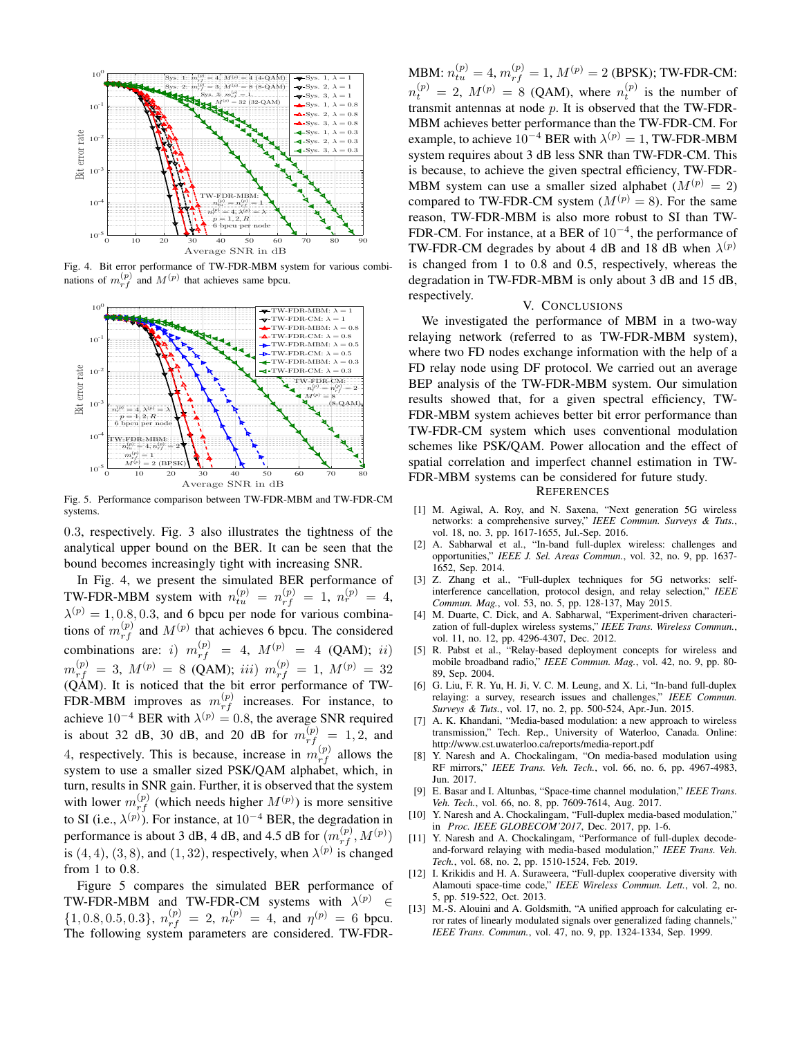Sys. 1: $m_{rf}^{(p)} = 4$, $M^{(p)} = 4$ (4-QAM)
Sys. 2: $m_{rf}^{(p)} = 3$, $M^{(p)} = 8$ (8-QAM)
Sys. 3: $m_{rf}^{(p)} = 1$, $M^{(p)} = 32$ (32-QAM)

Sys. 1, $\lambda = 1$
Sys. 2, $\lambda = 1$
Sys. 3, $\lambda = 1$
Sys. 1, $\lambda = 0.8$
Sys. 2, $\lambda = 0.8$
Sys. 3, $\lambda = 0.8$
Sys. 1, $\lambda = 0.3$
Sys. 2, $\lambda = 0.3$
Sys. 3, $\lambda = 0.3$

TW-FDR-MBM:
$n_{tu}^{(p)} = n_{rf}^{(p)} = 1$
$n_r^{(p)} = 4, \lambda^{(p)} = \lambda$
$p = 1, 2, R$
6 bpcu per node

Bit error rate
Average SNR in dB

Fig. 4. Bit error performance of TW-FDR-MBM system for various combinations of $m_{rf}^{(p)}$ and $M^{(p)}$ that achieves same bpcu.

TW-FDR-MBM: $\lambda = 1$
TW-FDR-CM: $\lambda = 1$
TW-FDR-MBM: $\lambda = 0.8$
TW-FDR-CM: $\lambda = 0.8$
TW-FDR-MBM: $\lambda = 0.5$
TW-FDR-CM: $\lambda = 0.5$
TW-FDR-MBM: $\lambda = 0.3$
TW-FDR-CM: $\lambda = 0.3$

TW-FDR-CM:
$n_t^{(p)} = n_{rf}^{(p)} = 2$
$M^{(p)} = 8$
(8-QAM)

$n_r^{(p)} = 4, \lambda^{(p)} = \lambda$
$p = 1, 2, R$
6 bpcu per node

TW-FDR-MBM:
$n_{tu}^{(p)} = 4, n_{rf}^{(p)} = 2$
$m_{rf}^{(p)} = 1$
$M^{(p)} = 2$ (BPSK)

Bit error rate
Average SNR in dB

Fig. 5. Performance comparison between TW-FDR-MBM and TW-FDR-CM systems.

0.3, respectively. Fig. 3 also illustrates the tightness of the analytical upper bound on the BER. It can be seen that the bound becomes increasingly tight with increasing SNR.

In Fig. 4, we present the simulated BER performance of TW-FDR-MBM system with $n_{tu}^{(p)} = n_{rf}^{(p)} = 1$, $n_r^{(p)} = 4$, $\lambda^{(p)} = 1, 0.8, 0.3$, and 6 bpcu per node for various combinations of $m_{rf}^{(p)}$ and $M^{(p)}$ that achieves 6 bpcu. The considered combinations are: *i)* $m_{rf}^{(p)} = 4$, $M^{(p)} = 4$ (QAM); *ii)* $m_{rf}^{(p)} = 3$, $M^{(p)} = 8$ (QAM); *iii)* $m_{rf}^{(p)} = 1$, $M^{(p)} = 32$ (QAM). It is noticed that the bit error performance of TW-FDR-MBM improves as $m_{rf}^{(p)}$ increases. For instance, to achieve $10^{-4}$ BER with $\lambda^{(p)} = 0.8$, the average SNR required is about 32 dB, 30 dB, and 20 dB for $m_{rf}^{(p)} = 1, 2$, and 4, respectively. This is because, increase in $m_{rf}^{(p)}$ allows the system to use a smaller sized PSK/QAM alphabet, which, in turn, results in SNR gain. Further, it is observed that the system with lower $m_{rf}^{(p)}$ (which needs higher $M^{(p)}$) is more sensitive to SI (i.e., $\lambda^{(p)}$). For instance, at $10^{-4}$ BER, the degradation in performance is about 3 dB, 4 dB, and 4.5 dB for $(m_{rf}^{(p)}, M^{(p)})$ is $(4, 4)$, $(3, 8)$, and $(1, 32)$, respectively, when $\lambda^{(p)}$ is changed from 1 to 0.8.

Figure 5 compares the simulated BER performance of TW-FDR-MBM and TW-FDR-CM systems with $\lambda^{(p)} \in \{1, 0.8, 0.5, 0.3\}$, $n_{rf}^{(p)} = 2$, $n_r^{(p)} = 4$, and $\eta^{(p)} = 6$ bpcu. The following system parameters are considered. TW-FDR-MBM: $n_{tu}^{(p)} = 4$, $m_{rf}^{(p)} = 1$, $M^{(p)} = 2$ (BPSK); TW-FDR-CM: $n_t^{(p)} = 2$, $M^{(p)} = 8$ (QAM), where $n_t^{(p)}$ is the number of transmit antennas at node $p$. It is observed that the TW-FDR-MBM achieves better performance than the TW-FDR-CM. For example, to achieve $10^{-4}$ BER with $\lambda^{(p)} = 1$, TW-FDR-MBM system requires about 3 dB less SNR than TW-FDR-CM. This is because, to achieve the given spectral efficiency, TW-FDR-MBM system can use a smaller sized alphabet ($M^{(p)} = 2$) compared to TW-FDR-CM system ($M^{(p)} = 8$). For the same reason, TW-FDR-MBM is also more robust to SI than TW-FDR-CM. For instance, at a BER of $10^{-4}$, the performance of TW-FDR-CM degrades by about 4 dB and 18 dB when $\lambda^{(p)}$ is changed from 1 to 0.8 and 0.5, respectively, whereas the degradation in TW-FDR-MBM is only about 3 dB and 15 dB, respectively.

## V. Conclusions

We investigated the performance of MBM in a two-way relaying network (referred to as TW-FDR-MBM system), where two FD nodes exchange information with the help of a FD relay node using DF protocol. We carried out an average BEP analysis of the TW-FDR-MBM system. Our simulation results showed that, for a given spectral efficiency, TW-FDR-MBM system achieves better bit error performance than TW-FDR-CM system which uses conventional modulation schemes like PSK/QAM. Power allocation and the effect of spatial correlation and imperfect channel estimation in TW-FDR-MBM systems can be considered for future study.

## References

[1] M. Agiwal, A. Roy, and N. Saxena, "Next generation 5G wireless networks: a comprehensive survey," *IEEE Commun. Surveys & Tuts.*, vol. 18, no. 3, pp. 1617-1655, Jul.-Sep. 2016.

[2] A. Sabharwal et al., "In-band full-duplex wireless: challenges and opportunities," *IEEE J. Sel. Areas Commun.*, vol. 32, no. 9, pp. 1637-1652, Sep. 2014.

[3] Z. Zhang et al., "Full-duplex techniques for 5G networks: self-interference cancellation, protocol design, and relay selection," *IEEE Commun. Mag.*, vol. 53, no. 5, pp. 128-137, May 2015.

[4] M. Duarte, C. Dick, and A. Sabharwal, "Experiment-driven characterization of full-duplex wireless systems," *IEEE Trans. Wireless Commun.*, vol. 11, no. 12, pp. 4296-4307, Dec. 2012.

[5] R. Pabst et al., "Relay-based deployment concepts for wireless and mobile broadband radio," *IEEE Commun. Mag.*, vol. 42, no. 9, pp. 80-89, Sep. 2004.

[6] G. Liu, F. R. Yu, H. Ji, V. C. M. Leung, and X. Li, "In-band full-duplex relaying: a survey, research issues and challenges," *IEEE Commun. Surveys & Tuts.*, vol. 17, no. 2, pp. 500-524, Apr.-Jun. 2015.

[7] A. K. Khandani, "Media-based modulation: a new approach to wireless transmission," Tech. Rep., University of Waterloo, Canada. Online: http://www.cst.uwaterloo.ca/reports/media-report.pdf

[8] Y. Naresh and A. Chockalingam, "On media-based modulation using RF mirrors," *IEEE Trans. Veh. Tech.*, vol. 66, no. 6, pp. 4967-4983, Jun. 2017.

[9] E. Basar and I. Altunbas, "Space-time channel modulation," *IEEE Trans. Veh. Tech.*, vol. 66, no. 8, pp. 7609-7614, Aug. 2017.

[10] Y. Naresh and A. Chockalingam, "Full-duplex media-based modulation," in *Proc. IEEE GLOBECOM'2017*, Dec. 2017, pp. 1-6.

[11] Y. Naresh and A. Chockalingam, "Performance of full-duplex decode-and-forward relaying with media-based modulation," *IEEE Trans. Veh. Tech.*, vol. 68, no. 2, pp. 1510-1524, Feb. 2019.

[12] I. Krikidis and H. A. Suraweera, "Full-duplex cooperative diversity with Alamouti space-time code," *IEEE Wireless Commun. Lett.*, vol. 2, no. 5, pp. 519-522, Oct. 2013.

[13] M.-S. Alouini and A. Goldsmith, "A unified approach for calculating error rates of linearly modulated signals over generalized fading channels," *IEEE Trans. Commun.*, vol. 47, no. 9, pp. 1324-1334, Sep. 1999.